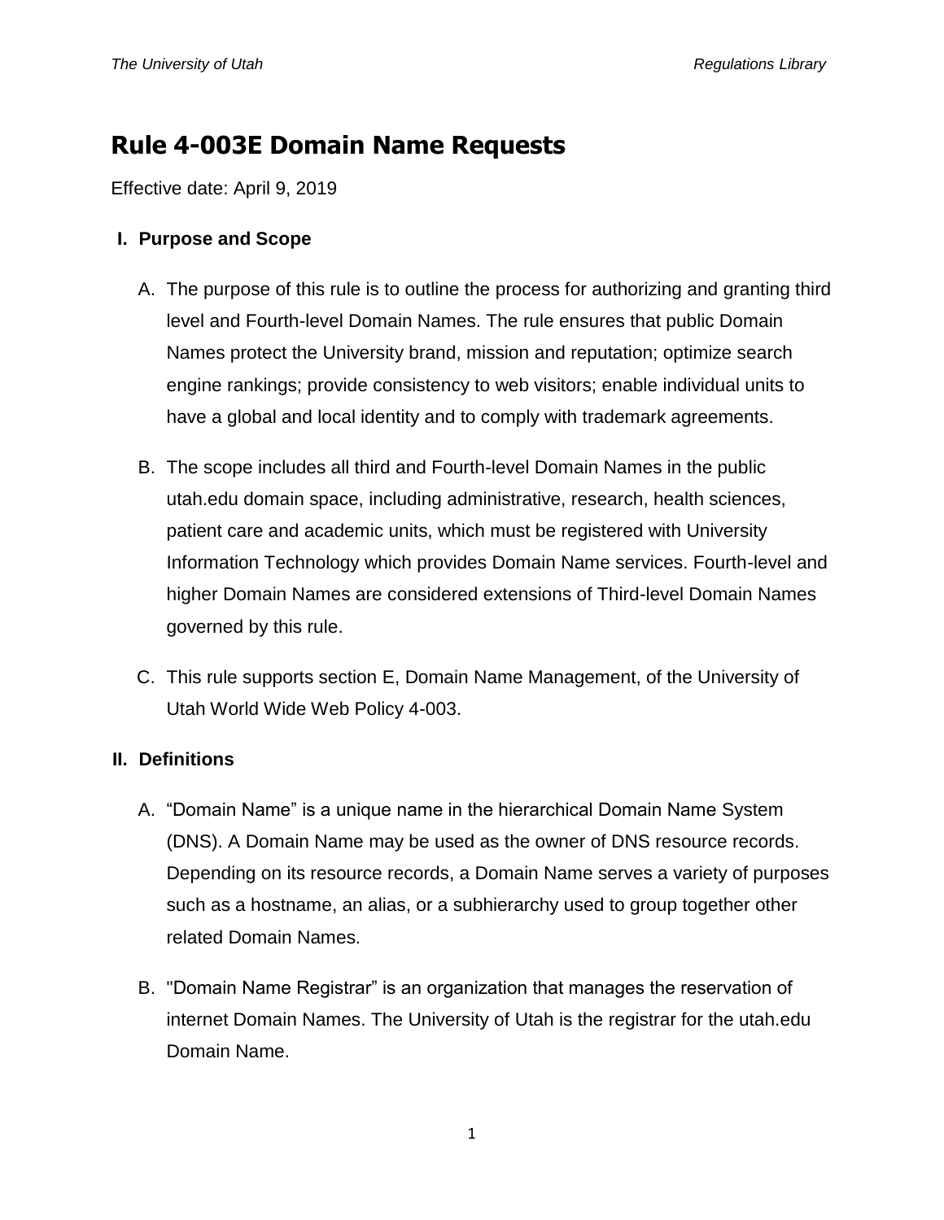# Rule 4-003E Domain Name Requests

Effective date: April 9, 2019

## I. Purpose and Scope

A. The purpose of this rule is to outline the process for authorizing and granting third level and Fourth-level Domain Names. The rule ensures that public Domain Names protect the University brand, mission and reputation; optimize search engine rankings; provide consistency to web visitors; enable individual units to have a global and local identity and to comply with trademark agreements.

B. The scope includes all third and Fourth-level Domain Names in the public utah.edu domain space, including administrative, research, health sciences, patient care and academic units, which must be registered with University Information Technology which provides Domain Name services. Fourth-level and higher Domain Names are considered extensions of Third-level Domain Names governed by this rule.

C. This rule supports section E, Domain Name Management, of the University of Utah World Wide Web Policy 4-003.

## II. Definitions

A. "Domain Name" is a unique name in the hierarchical Domain Name System (DNS). A Domain Name may be used as the owner of DNS resource records. Depending on its resource records, a Domain Name serves a variety of purposes such as a hostname, an alias, or a subhierarchy used to group together other related Domain Names.

B. "Domain Name Registrar" is an organization that manages the reservation of internet Domain Names. The University of Utah is the registrar for the utah.edu Domain Name.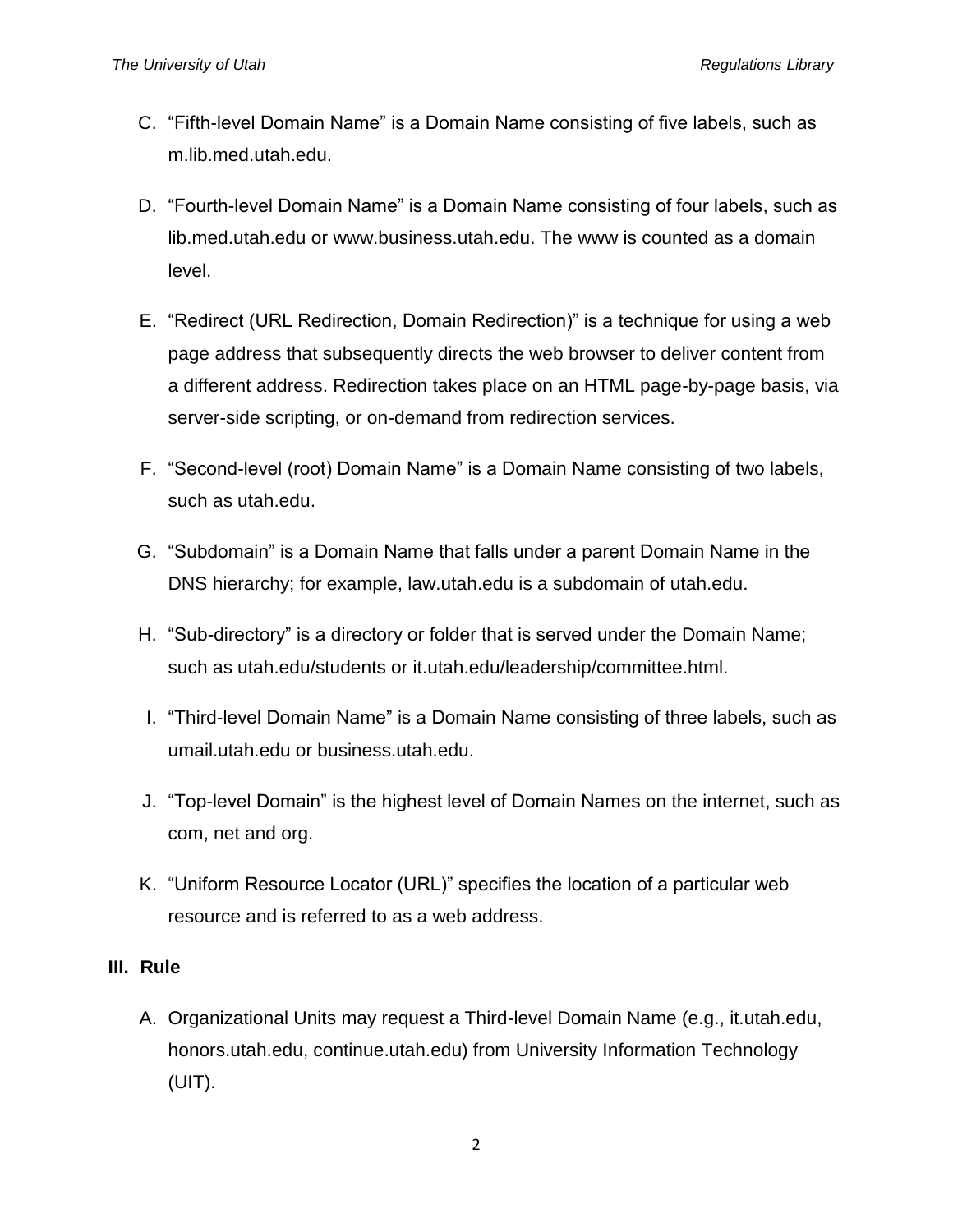C. “Fifth-level Domain Name” is a Domain Name consisting of five labels, such as m.lib.med.utah.edu.

D. “Fourth-level Domain Name” is a Domain Name consisting of four labels, such as lib.med.utah.edu or www.business.utah.edu. The www is counted as a domain level.

E. “Redirect (URL Redirection, Domain Redirection)” is a technique for using a web page address that subsequently directs the web browser to deliver content from a different address. Redirection takes place on an HTML page-by-page basis, via server-side scripting, or on-demand from redirection services.

F. “Second-level (root) Domain Name” is a Domain Name consisting of two labels, such as utah.edu.

G. “Subdomain” is a Domain Name that falls under a parent Domain Name in the DNS hierarchy; for example, law.utah.edu is a subdomain of utah.edu.

H. “Sub-directory” is a directory or folder that is served under the Domain Name; such as utah.edu/students or it.utah.edu/leadership/committee.html.

I. “Third-level Domain Name” is a Domain Name consisting of three labels, such as umail.utah.edu or business.utah.edu.

J. “Top-level Domain” is the highest level of Domain Names on the internet, such as com, net and org.

K. “Uniform Resource Locator (URL)” specifies the location of a particular web resource and is referred to as a web address.

## III. Rule

A. Organizational Units may request a Third-level Domain Name (e.g., it.utah.edu, honors.utah.edu, continue.utah.edu) from University Information Technology (UIT).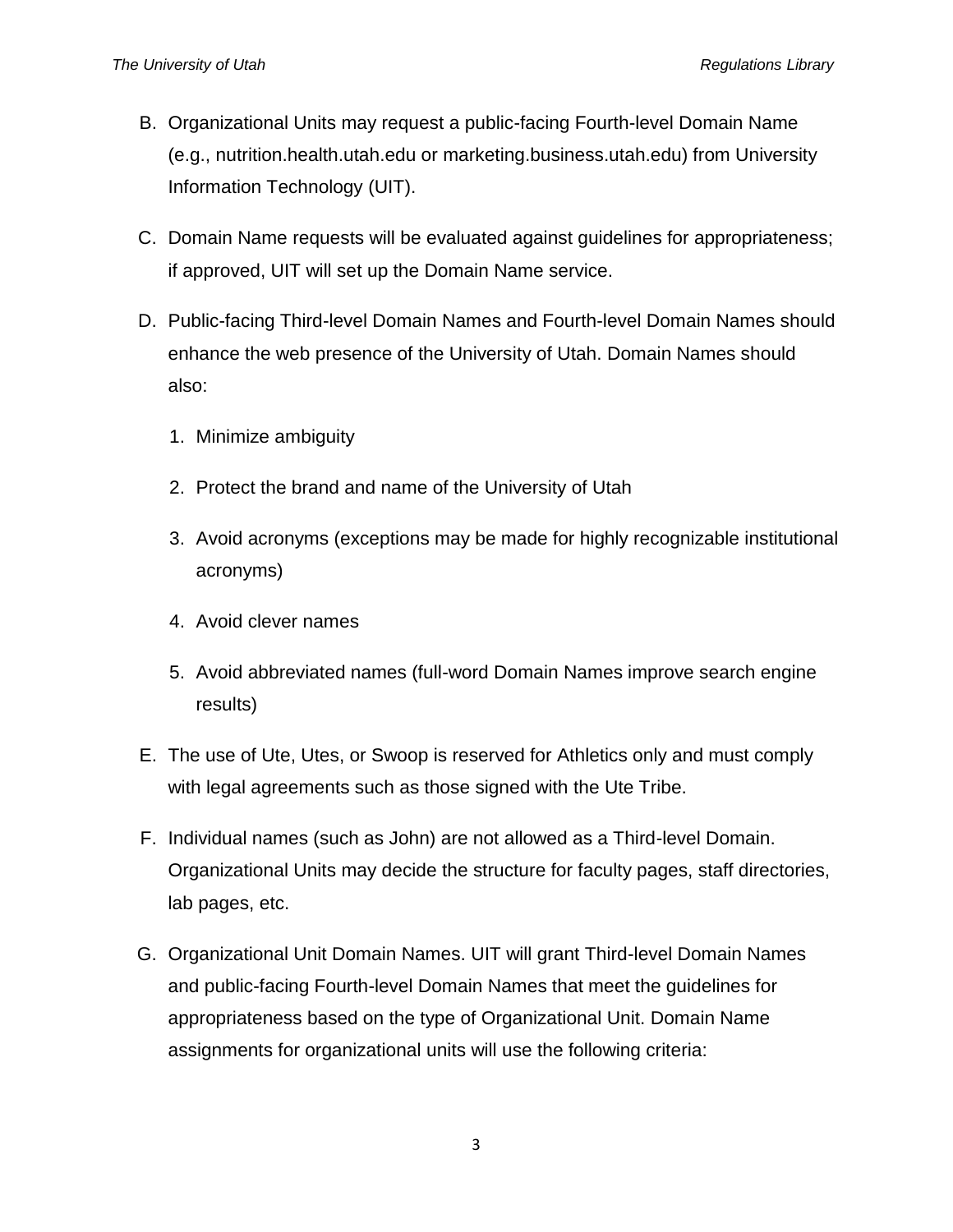B. Organizational Units may request a public-facing Fourth-level Domain Name (e.g., nutrition.health.utah.edu or marketing.business.utah.edu) from University Information Technology (UIT).

C. Domain Name requests will be evaluated against guidelines for appropriateness; if approved, UIT will set up the Domain Name service.

D. Public-facing Third-level Domain Names and Fourth-level Domain Names should enhance the web presence of the University of Utah. Domain Names should also:

   1. Minimize ambiguity

   2. Protect the brand and name of the University of Utah

   3. Avoid acronyms (exceptions may be made for highly recognizable institutional acronyms)

   4. Avoid clever names

   5. Avoid abbreviated names (full-word Domain Names improve search engine results)

E. The use of Ute, Utes, or Swoop is reserved for Athletics only and must comply with legal agreements such as those signed with the Ute Tribe.

F. Individual names (such as John) are not allowed as a Third-level Domain. Organizational Units may decide the structure for faculty pages, staff directories, lab pages, etc.

G. Organizational Unit Domain Names. UIT will grant Third-level Domain Names and public-facing Fourth-level Domain Names that meet the guidelines for appropriateness based on the type of Organizational Unit. Domain Name assignments for organizational units will use the following criteria: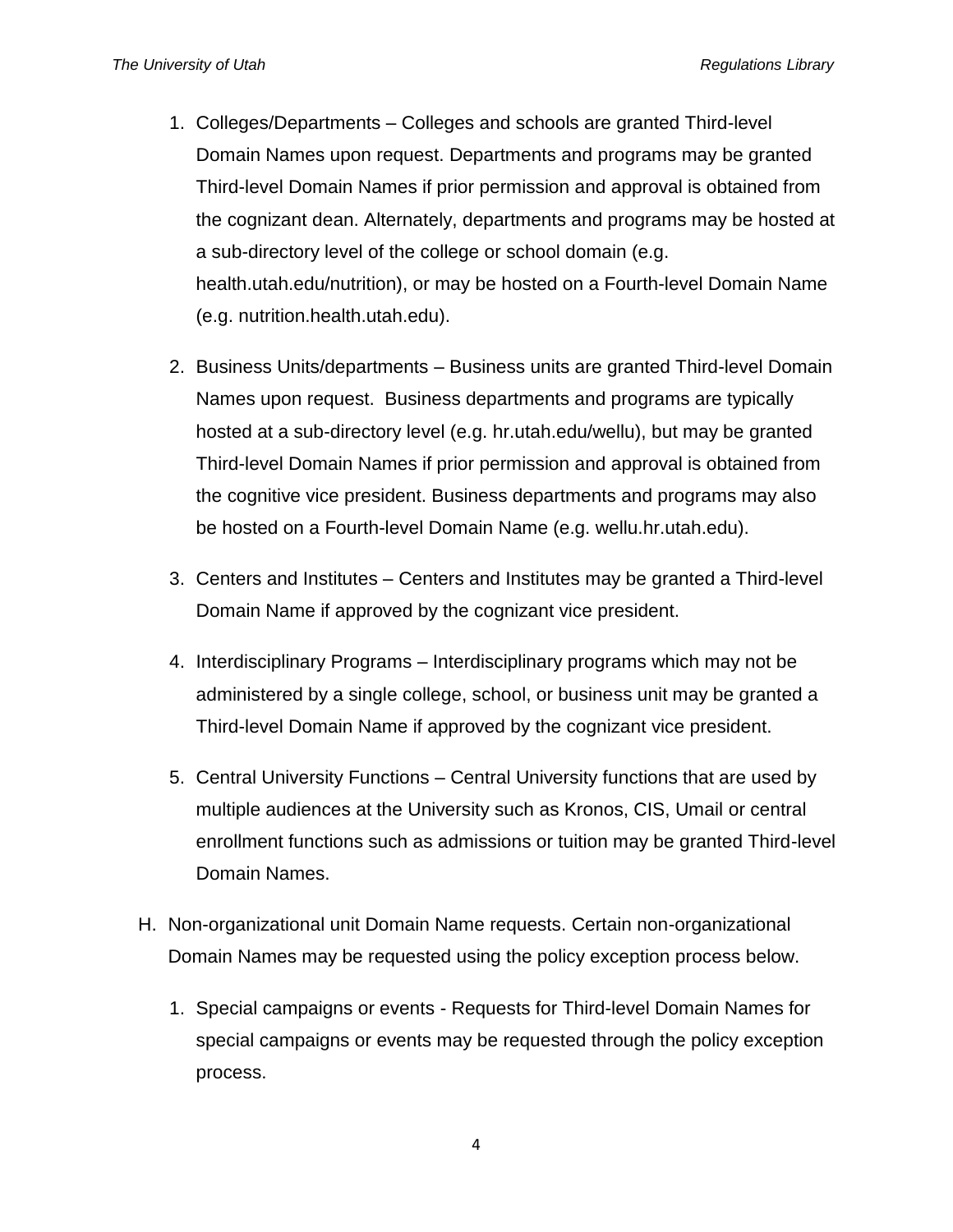1. Colleges/Departments – Colleges and schools are granted Third-level Domain Names upon request. Departments and programs may be granted Third-level Domain Names if prior permission and approval is obtained from the cognizant dean. Alternately, departments and programs may be hosted at a sub-directory level of the college or school domain (e.g. health.utah.edu/nutrition), or may be hosted on a Fourth-level Domain Name (e.g. nutrition.health.utah.edu).

2. Business Units/departments – Business units are granted Third-level Domain Names upon request. Business departments and programs are typically hosted at a sub-directory level (e.g. hr.utah.edu/wellu), but may be granted Third-level Domain Names if prior permission and approval is obtained from the cognitive vice president. Business departments and programs may also be hosted on a Fourth-level Domain Name (e.g. wellu.hr.utah.edu).

3. Centers and Institutes – Centers and Institutes may be granted a Third-level Domain Name if approved by the cognizant vice president.

4. Interdisciplinary Programs – Interdisciplinary programs which may not be administered by a single college, school, or business unit may be granted a Third-level Domain Name if approved by the cognizant vice president.

5. Central University Functions – Central University functions that are used by multiple audiences at the University such as Kronos, CIS, Umail or central enrollment functions such as admissions or tuition may be granted Third-level Domain Names.

H. Non-organizational unit Domain Name requests. Certain non-organizational Domain Names may be requested using the policy exception process below.

   1. Special campaigns or events - Requests for Third-level Domain Names for special campaigns or events may be requested through the policy exception process.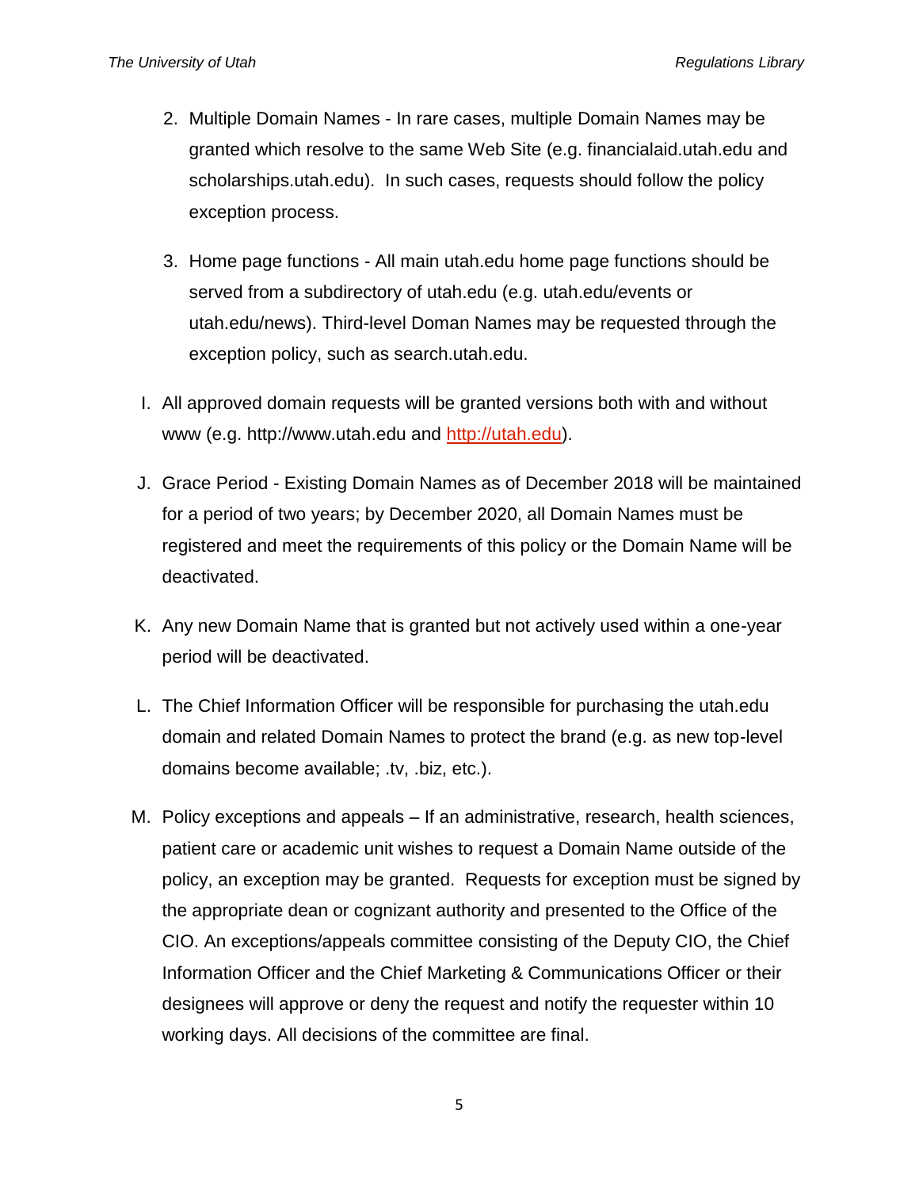2. Multiple Domain Names - In rare cases, multiple Domain Names may be granted which resolve to the same Web Site (e.g. financialaid.utah.edu and scholarships.utah.edu). In such cases, requests should follow the policy exception process.

3. Home page functions - All main utah.edu home page functions should be served from a subdirectory of utah.edu (e.g. utah.edu/events or utah.edu/news). Third-level Doman Names may be requested through the exception policy, such as search.utah.edu.

I. All approved domain requests will be granted versions both with and without www (e.g. http://www.utah.edu and [http://utah.edu](http://utah.edu)).

J. Grace Period - Existing Domain Names as of December 2018 will be maintained for a period of two years; by December 2020, all Domain Names must be registered and meet the requirements of this policy or the Domain Name will be deactivated.

K. Any new Domain Name that is granted but not actively used within a one-year period will be deactivated.

L. The Chief Information Officer will be responsible for purchasing the utah.edu domain and related Domain Names to protect the brand (e.g. as new top-level domains become available; .tv, .biz, etc.).

M. Policy exceptions and appeals – If an administrative, research, health sciences, patient care or academic unit wishes to request a Domain Name outside of the policy, an exception may be granted. Requests for exception must be signed by the appropriate dean or cognizant authority and presented to the Office of the CIO. An exceptions/appeals committee consisting of the Deputy CIO, the Chief Information Officer and the Chief Marketing & Communications Officer or their designees will approve or deny the request and notify the requester within 10 working days. All decisions of the committee are final.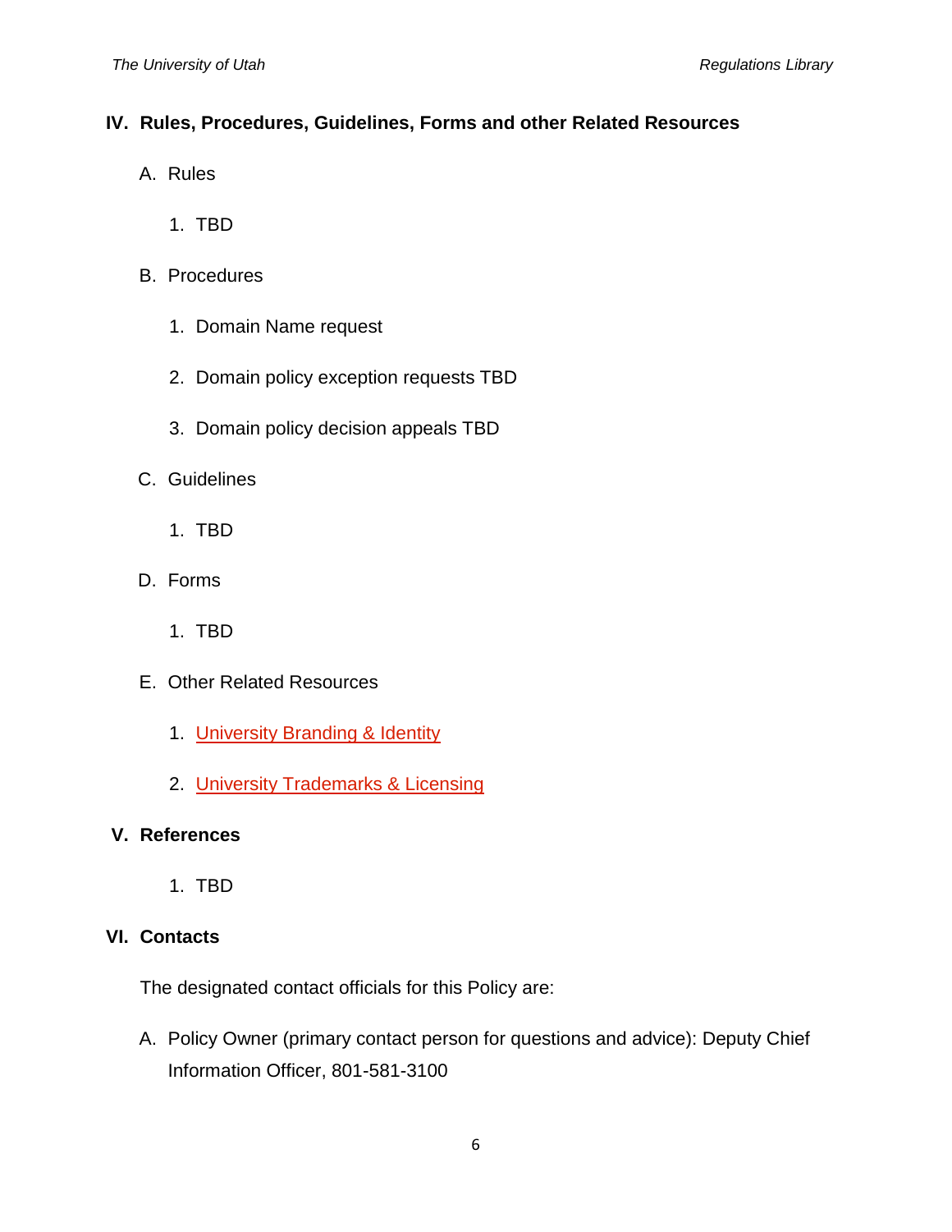## IV. Rules, Procedures, Guidelines, Forms and other Related Resources

A. Rules

1. TBD

B. Procedures

1. Domain Name request
2. Domain policy exception requests TBD
3. Domain policy decision appeals TBD

C. Guidelines

1. TBD

D. Forms

1. TBD

E. Other Related Resources

1. University Branding & Identity
2. University Trademarks & Licensing

## V. References

1. TBD

## VI. Contacts

The designated contact officials for this Policy are:

A. Policy Owner (primary contact person for questions and advice): Deputy Chief Information Officer, 801-581-3100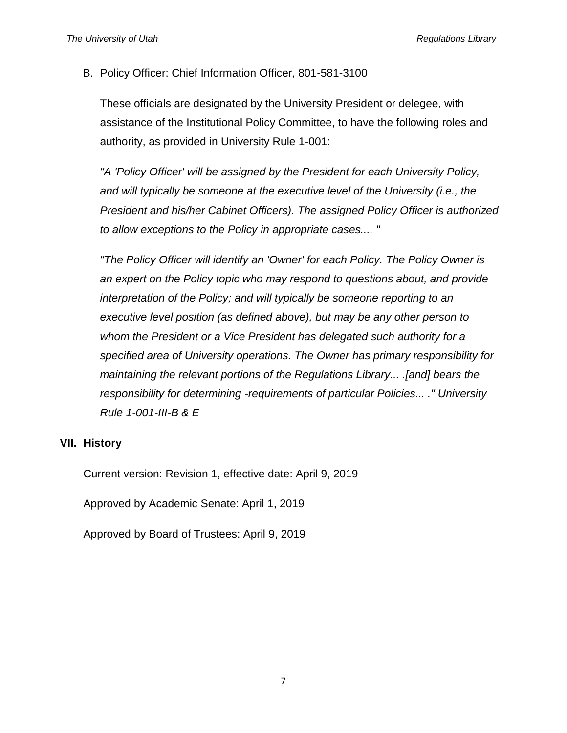B. Policy Officer: Chief Information Officer, 801-581-3100

These officials are designated by the University President or delegee, with assistance of the Institutional Policy Committee, to have the following roles and authority, as provided in University Rule 1-001:

*"A 'Policy Officer' will be assigned by the President for each University Policy, and will typically be someone at the executive level of the University (i.e., the President and his/her Cabinet Officers). The assigned Policy Officer is authorized to allow exceptions to the Policy in appropriate cases.... "*

*"The Policy Officer will identify an 'Owner' for each Policy. The Policy Owner is an expert on the Policy topic who may respond to questions about, and provide interpretation of the Policy; and will typically be someone reporting to an executive level position (as defined above), but may be any other person to whom the President or a Vice President has delegated such authority for a specified area of University operations. The Owner has primary responsibility for maintaining the relevant portions of the Regulations Library... .[and] bears the responsibility for determining -requirements of particular Policies... ." University Rule 1-001-III-B & E*

## VII. History

Current version: Revision 1, effective date: April 9, 2019

Approved by Academic Senate: April 1, 2019

Approved by Board of Trustees: April 9, 2019